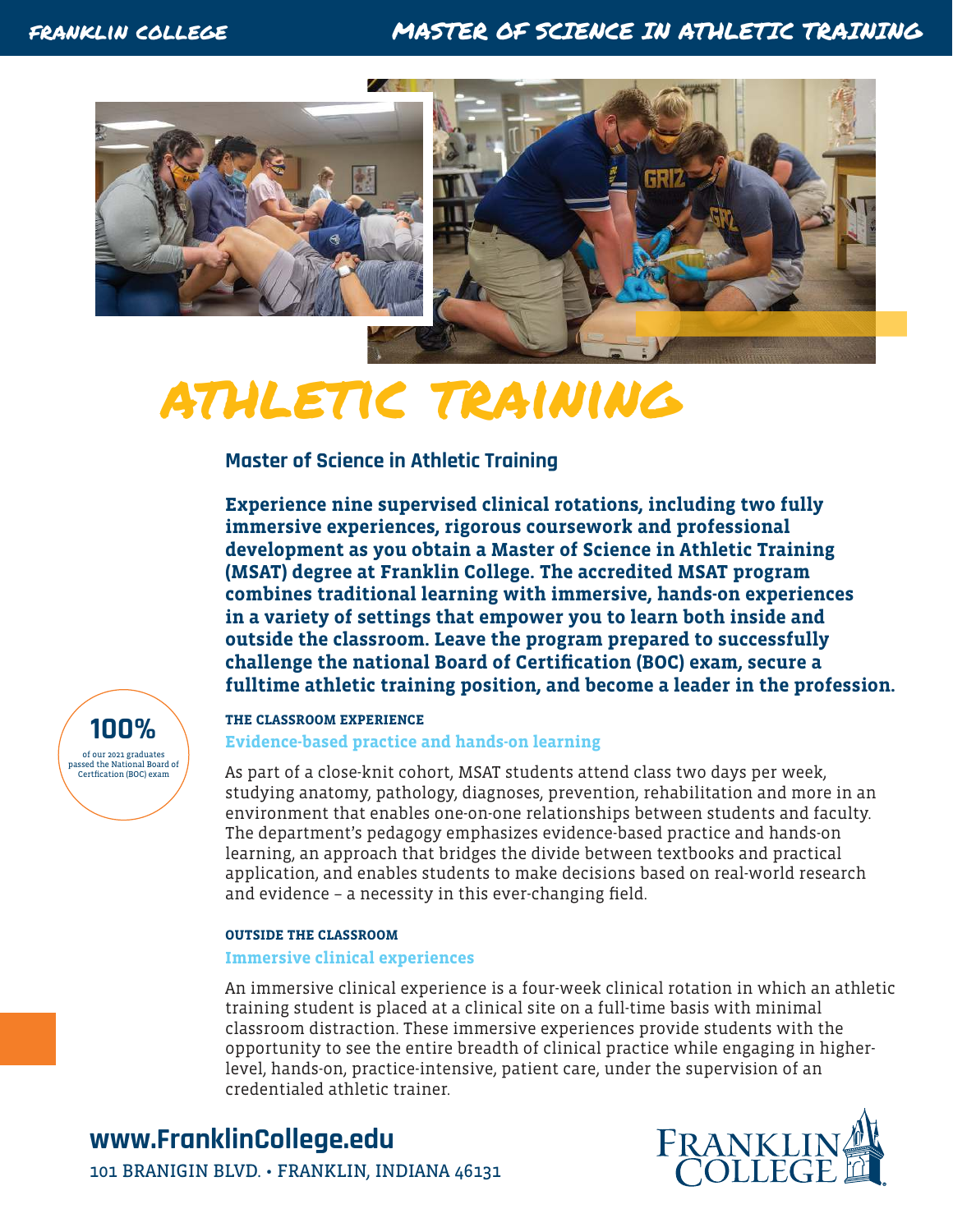# ATHLETIC TRAINING

## Master of Science in Athletic Training

**Experience nine supervised clinical rotations, including two fully immersive experiences, rigorous coursework and professional development as you obtain a Master of Science in Athletic Training (MSAT) degree at Franklin College. The accredited MSAT program combines traditional learning with immersive, hands-on experiences in a variety of settings that empower you to learn both inside and outside the classroom. Leave the program prepared to successfully challenge the national Board of Certification (BOC) exam, secure a fulltime athletic training position, and become a leader in the profession.**

**100%**
of our 2021 graduates passed the National Board of Certfication (BOC) exam

### THE CLASSROOM EXPERIENCE

**Evidence-based practice and hands-on learning**

As part of a close-knit cohort, MSAT students attend class two days per week, studying anatomy, pathology, diagnoses, prevention, rehabilitation and more in an environment that enables one-on-one relationships between students and faculty. The department's pedagogy emphasizes evidence-based practice and hands-on learning, an approach that bridges the divide between textbooks and practical application, and enables students to make decisions based on real-world research and evidence – a necessity in this ever-changing field.

### OUTSIDE THE CLASSROOM

**Immersive clinical experiences**

An immersive clinical experience is a four-week clinical rotation in which an athletic training student is placed at a clinical site on a full-time basis with minimal classroom distraction. These immersive experiences provide students with the opportunity to see the entire breadth of clinical practice while engaging in higher-level, hands-on, practice-intensive, patient care, under the supervision of an credentialed athletic trainer.

**www.FranklinCollege.edu**

101 BRANIGIN BLVD. • FRANKLIN, INDIANA 46131

FRANKLIN COLLEGE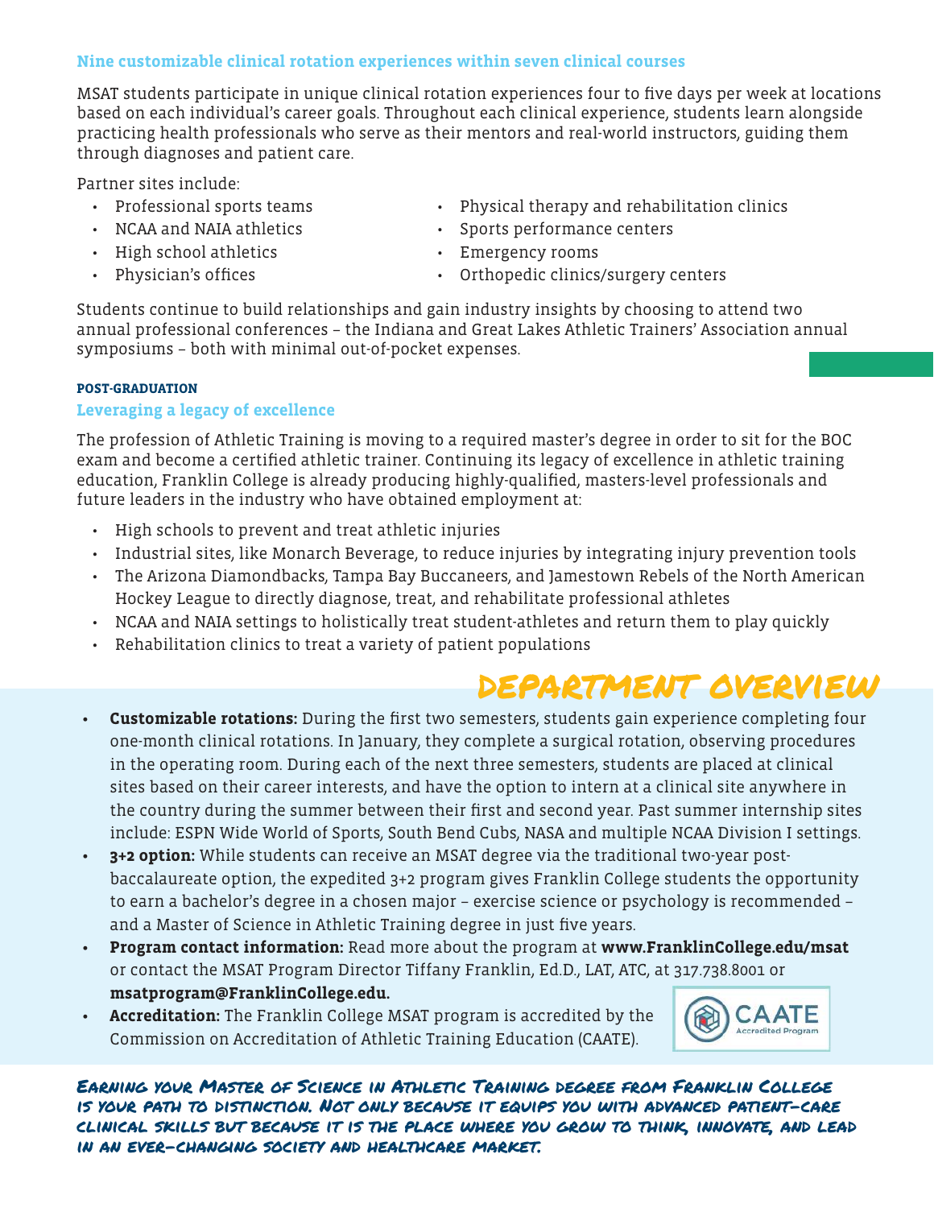### Nine customizable clinical rotation experiences within seven clinical courses

MSAT students participate in unique clinical rotation experiences four to five days per week at locations based on each individual's career goals. Throughout each clinical experience, students learn alongside practicing health professionals who serve as their mentors and real-world instructors, guiding them through diagnoses and patient care.

Partner sites include:

- Professional sports teams
- NCAA and NAIA athletics
- High school athletics
- Physician's offices
- Physical therapy and rehabilitation clinics
- Sports performance centers
- Emergency rooms
- Orthopedic clinics/surgery centers

Students continue to build relationships and gain industry insights by choosing to attend two annual professional conferences – the Indiana and Great Lakes Athletic Trainers' Association annual symposiums – both with minimal out-of-pocket expenses.

**POST-GRADUATION**

### Leveraging a legacy of excellence

The profession of Athletic Training is moving to a required master's degree in order to sit for the BOC exam and become a certified athletic trainer. Continuing its legacy of excellence in athletic training education, Franklin College is already producing highly-qualified, masters-level professionals and future leaders in the industry who have obtained employment at:

- High schools to prevent and treat athletic injuries
- Industrial sites, like Monarch Beverage, to reduce injuries by integrating injury prevention tools
- The Arizona Diamondbacks, Tampa Bay Buccaneers, and Jamestown Rebels of the North American Hockey League to directly diagnose, treat, and rehabilitate professional athletes
- NCAA and NAIA settings to holistically treat student-athletes and return them to play quickly
- Rehabilitation clinics to treat a variety of patient populations

## DEPARTMENT OVERVIEW

- **Customizable rotations:** During the first two semesters, students gain experience completing four one-month clinical rotations. In January, they complete a surgical rotation, observing procedures in the operating room. During each of the next three semesters, students are placed at clinical sites based on their career interests, and have the option to intern at a clinical site anywhere in the country during the summer between their first and second year. Past summer internship sites include: ESPN Wide World of Sports, South Bend Cubs, NASA and multiple NCAA Division I settings.
- **3+2 option:** While students can receive an MSAT degree via the traditional two-year post-baccalaureate option, the expedited 3+2 program gives Franklin College students the opportunity to earn a bachelor's degree in a chosen major – exercise science or psychology is recommended – and a Master of Science in Athletic Training degree in just five years.
- **Program contact information:** Read more about the program at **www.FranklinCollege.edu/msat** or contact the MSAT Program Director Tiffany Franklin, Ed.D., LAT, ATC, at 317.738.8001 or **msatprogram@FranklinCollege.edu.**
- **Accreditation:** The Franklin College MSAT program is accredited by the Commission on Accreditation of Athletic Training Education (CAATE).

CAATE Accredited Program

***Earning your Master of Science in Athletic Training degree from Franklin College is your path to distinction. Not only because it equips you with advanced patient-care clinical skills but because it is the place where you grow to think, innovate, and lead in an ever-changing society and healthcare market.***